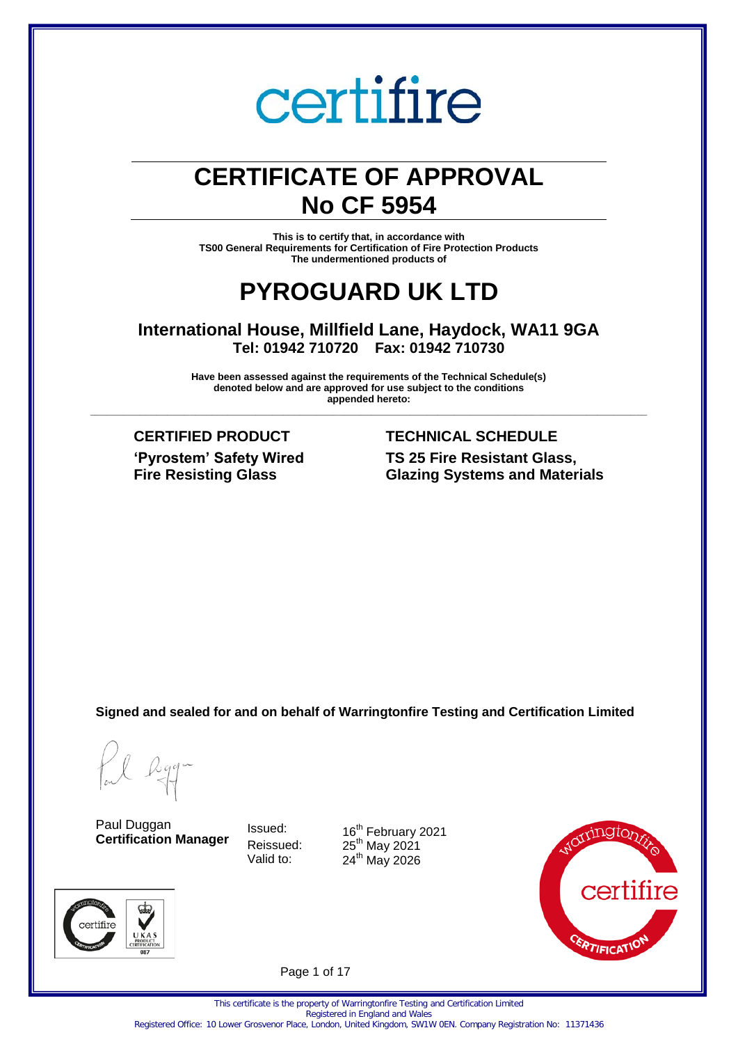certifire

# CERTIFICATE OF APPROVAL
# No CF 5954

**This is to certify that, in accordance with**
**TS00 General Requirements for Certification of Fire Protection Products**
**The undermentioned products of**

# PYROGUARD UK LTD

## International House, Millfield Lane, Haydock, WA11 9GA
**Tel: 01942 710720 Fax: 01942 710730**

**Have been assessed against the requirements of the Technical Schedule(s) denoted below and are approved for use subject to the conditions appended hereto:**

| CERTIFIED PRODUCT | TECHNICAL SCHEDULE |
| --- | --- |
| **'Pyrostem' Safety Wired Fire Resisting Glass** | **TS 25 Fire Resistant Glass, Glazing Systems and Materials** |

**Signed and sealed for and on behalf of Warringtonfire Testing and Certification Limited**

Paul Duggan
**Certification Manager**

| | |
| --- | --- |
| Issued: | 16th February 2021 |
| Reissued: | 25th May 2021 |
| Valid to: | 24th May 2026 |

This certificate is the property of Warringtonfire Testing and Certification Limited
Registered in England and Wales
Registered Office: 10 Lower Grosvenor Place, London, United Kingdom, SW1W 0EN. Company Registration No: 11371436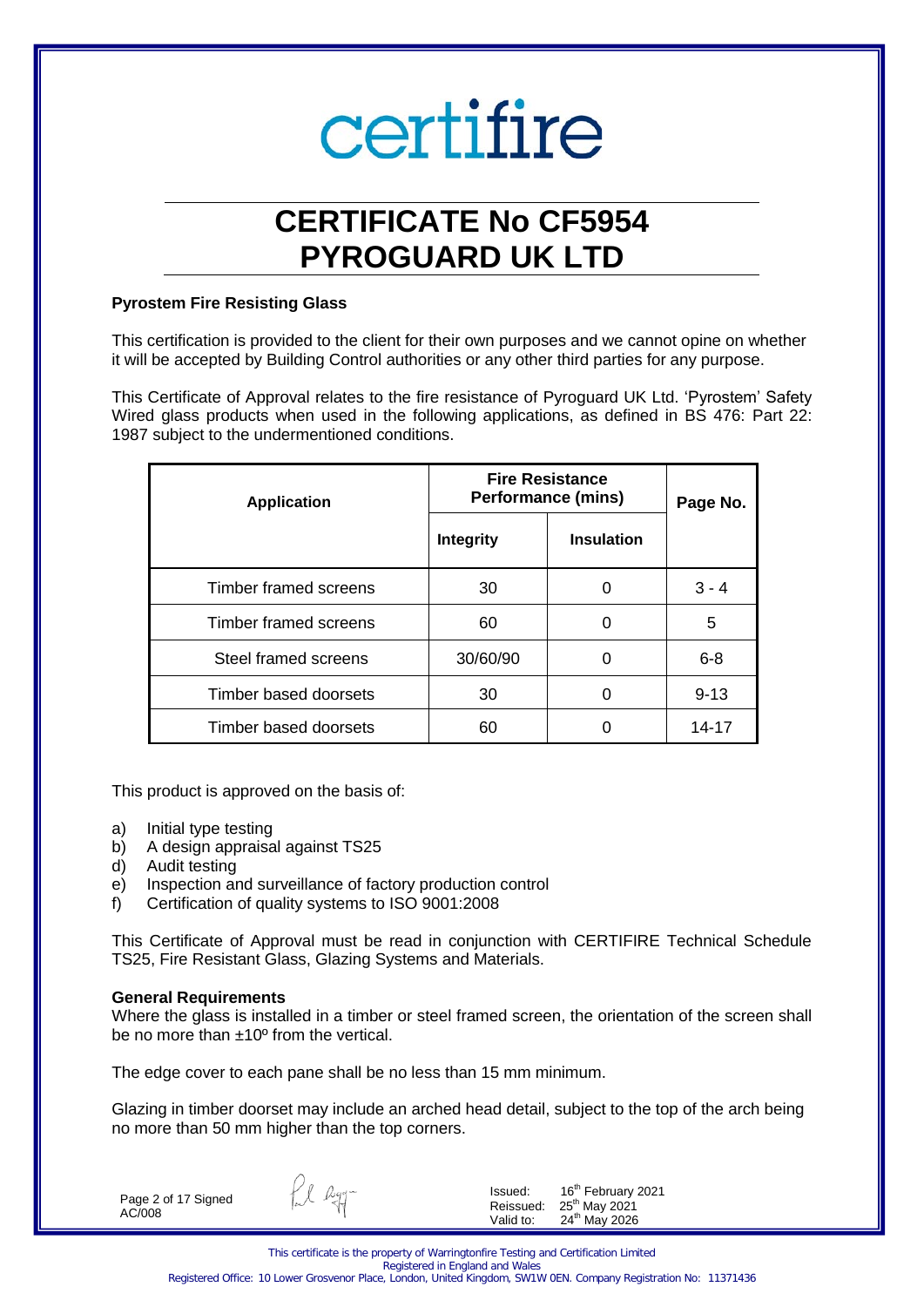certifire

# CERTIFICATE No CF5954
# PYROGUARD UK LTD

**Pyrostem Fire Resisting Glass**

This certification is provided to the client for their own purposes and we cannot opine on whether it will be accepted by Building Control authorities or any other third parties for any purpose.

This Certificate of Approval relates to the fire resistance of Pyroguard UK Ltd. 'Pyrostem' Safety Wired glass products when used in the following applications, as defined in BS 476: Part 22: 1987 subject to the undermentioned conditions.

| Application | Fire Resistance Performance (mins) | | Page No. |
|---|---|---|---|
| | Integrity | Insulation | |
| Timber framed screens | 30 | 0 | 3 - 4 |
| Timber framed screens | 60 | 0 | 5 |
| Steel framed screens | 30/60/90 | 0 | 6-8 |
| Timber based doorsets | 30 | 0 | 9-13 |
| Timber based doorsets | 60 | 0 | 14-17 |

This product is approved on the basis of:

a) Initial type testing
b) A design appraisal against TS25
d) Audit testing
e) Inspection and surveillance of factory production control
f) Certification of quality systems to ISO 9001:2008

This Certificate of Approval must be read in conjunction with CERTIFIRE Technical Schedule TS25, Fire Resistant Glass, Glazing Systems and Materials.

**General Requirements**
Where the glass is installed in a timber or steel framed screen, the orientation of the screen shall be no more than ±10º from the vertical.

The edge cover to each pane shall be no less than 15 mm minimum.

Glazing in timber doorset may include an arched head detail, subject to the top of the arch being no more than 50 mm higher than the top corners.

Signed
AC/008

Issued: 16th February 2021
Reissued: 25th May 2021
Valid to: 24th May 2026

This certificate is the property of Warringtonfire Testing and Certification Limited
Registered in England and Wales
Registered Office: 10 Lower Grosvenor Place, London, United Kingdom, SW1W 0EN. Company Registration No: 11371436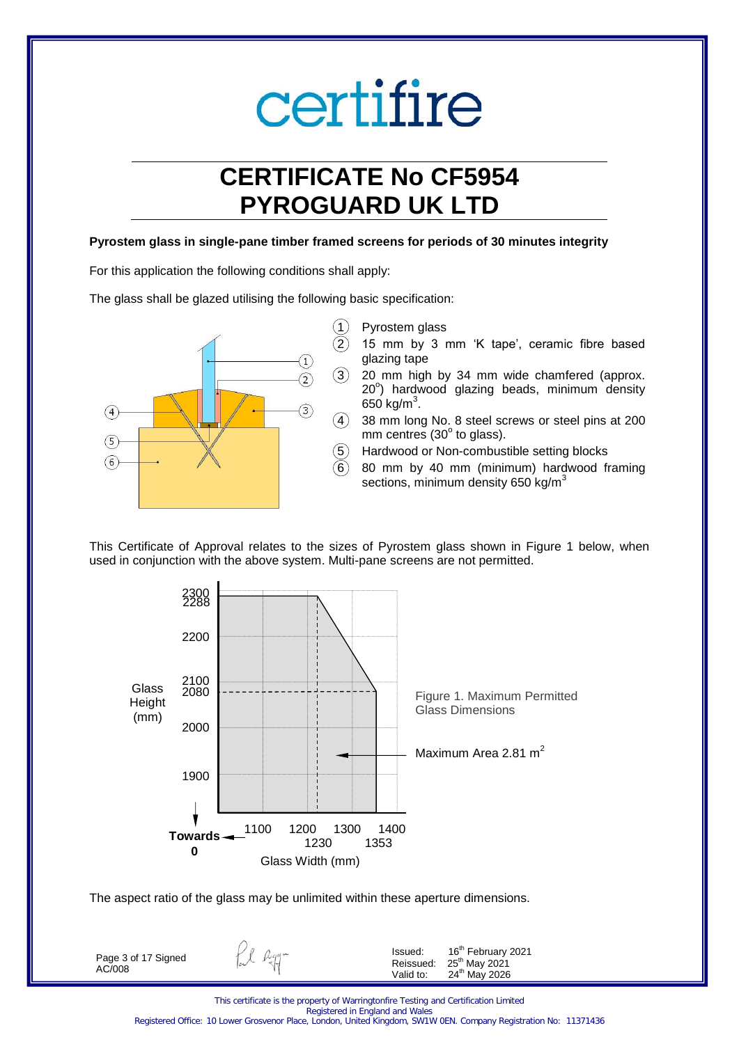# CERTIFICATE No CF5954
# PYROGUARD UK LTD

**Pyrostem glass in single-pane timber framed screens for periods of 30 minutes integrity**

For this application the following conditions shall apply:

The glass shall be glazed utilising the following basic specification:

1. Pyrostem glass
2. 15 mm by 3 mm 'K tape', ceramic fibre based glazing tape
3. 20 mm high by 34 mm wide chamfered (approx. $20^o$) hardwood glazing beads, minimum density 650 kg/m$^3$.
4. 38 mm long No. 8 steel screws or steel pins at 200 mm centres ($30^o$ to glass).
5. Hardwood or Non-combustible setting blocks
6. 80 mm by 40 mm (minimum) hardwood framing sections, minimum density 650 kg/m$^3$

This Certificate of Approval relates to the sizes of Pyrostem glass shown in Figure 1 below, when used in conjunction with the above system. Multi-pane screens are not permitted.

Figure 1. Maximum Permitted Glass Dimensions

Maximum Area 2.81 m$^2$

The aspect ratio of the glass may be unlimited within these aperture dimensions.

Signed AC/008

Issued: 16th February 2021
Reissued: 25th May 2021
Valid to: 24th May 2026

This certificate is the property of Warringtonfire Testing and Certification Limited
Registered in England and Wales
Registered Office: 10 Lower Grosvenor Place, London, United Kingdom, SW1W 0EN. Company Registration No: 11371436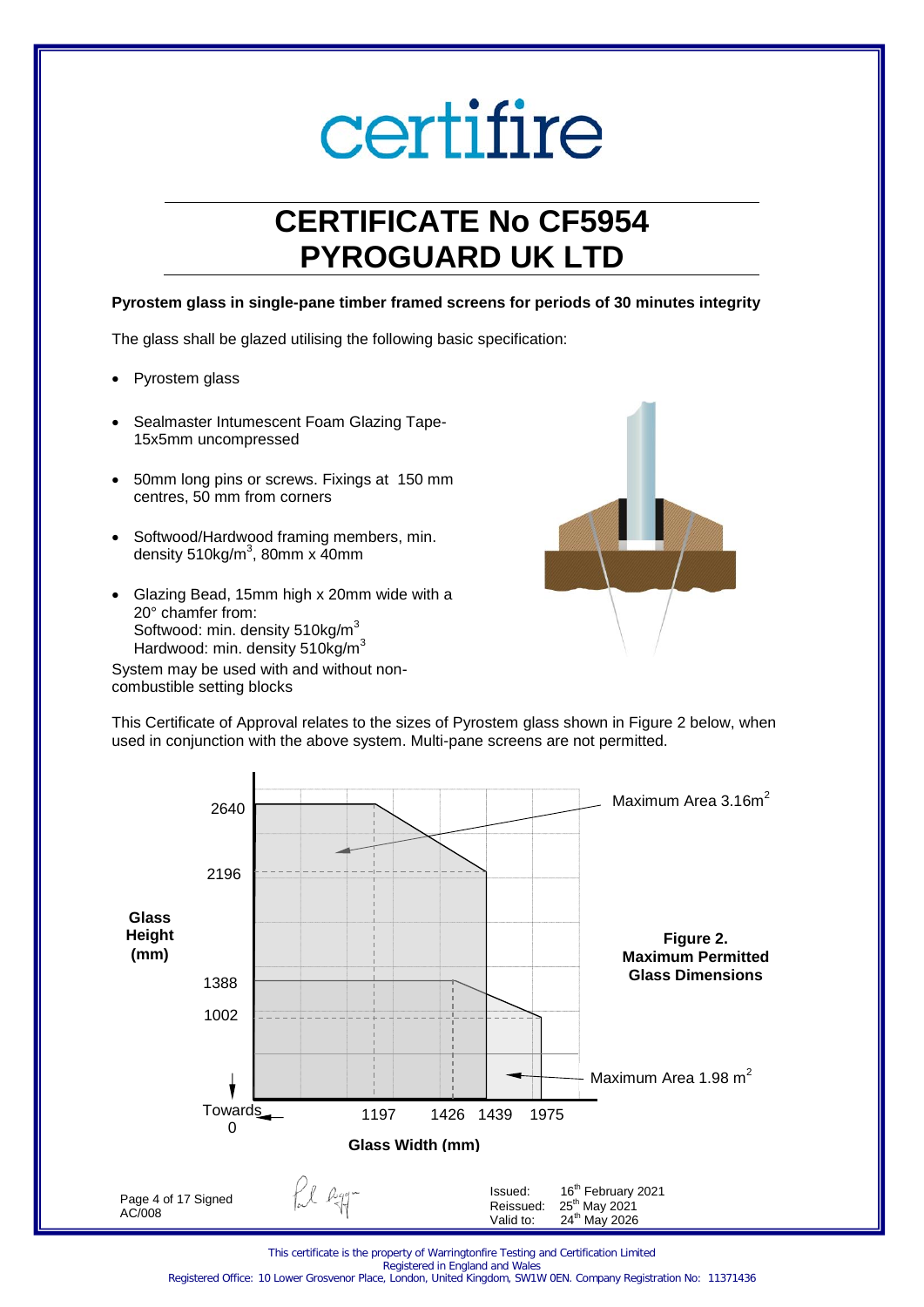# certifire

# CERTIFICATE No CF5954
# PYROGUARD UK LTD

**Pyrostem glass in single-pane timber framed screens for periods of 30 minutes integrity**

The glass shall be glazed utilising the following basic specification:

- Pyrostem glass
- Sealmaster Intumescent Foam Glazing Tape- 15x5mm uncompressed
- 50mm long pins or screws. Fixings at 150 mm centres, 50 mm from corners
- Softwood/Hardwood framing members, min. density 510kg/m$^3$, 80mm x 40mm
- Glazing Bead, 15mm high x 20mm wide with a 20° chamfer from:
  Softwood: min. density 510kg/m$^3$
  Hardwood: min. density 510kg/m$^3$

System may be used with and without non-combustible setting blocks

This Certificate of Approval relates to the sizes of Pyrostem glass shown in Figure 2 below, when used in conjunction with the above system. Multi-pane screens are not permitted.

Glass Height (mm): 2640, 2196, 1388, 1002, Towards 0

Glass Width (mm): 1197, 1426, 1439, 1975

Maximum Area 3.16m$^2$

Maximum Area 1.98 m$^2$

**Figure 2. Maximum Permitted Glass Dimensions**

Page 4 of 17 Signed
AC/008

Issued: 16th February 2021
Reissued: 25th May 2021
Valid to: 24th May 2026

This certificate is the property of Warringtonfire Testing and Certification Limited
Registered in England and Wales
Registered Office: 10 Lower Grosvenor Place, London, United Kingdom, SW1W 0EN. Company Registration No: 11371436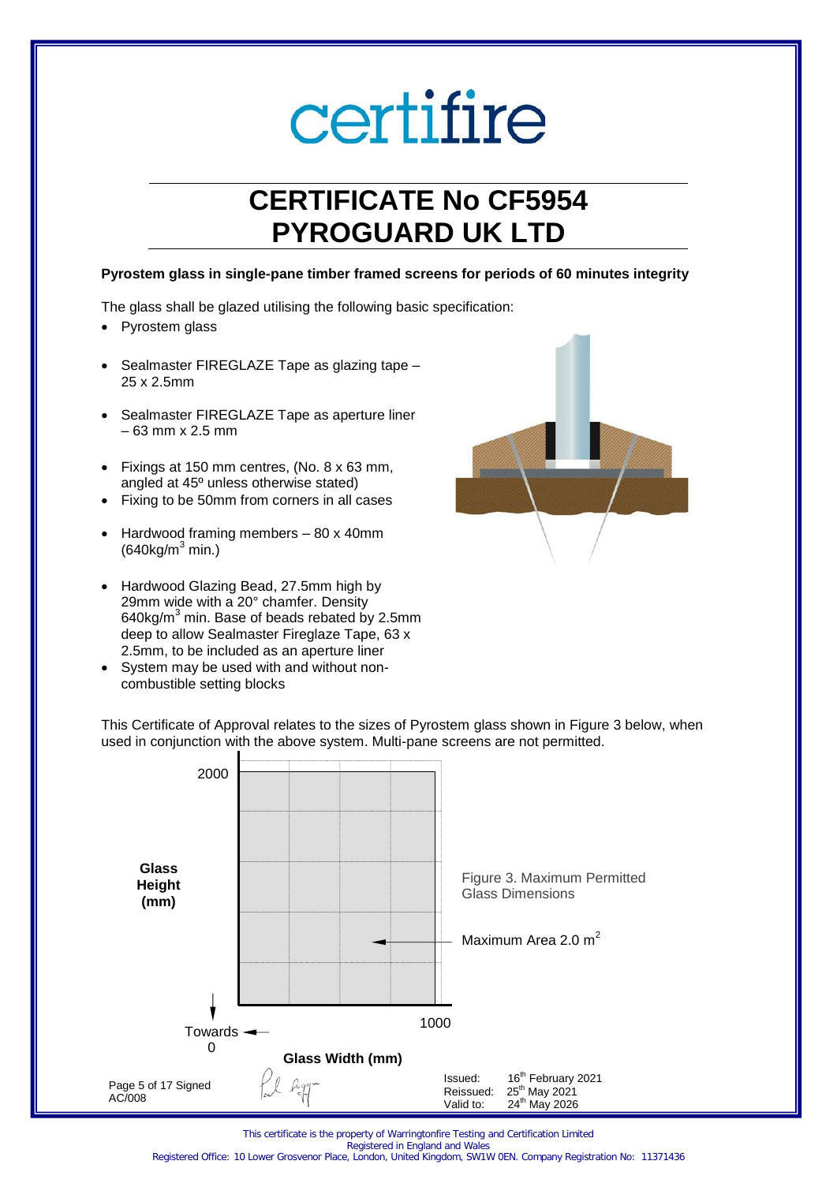certifire

# CERTIFICATE No CF5954
# PYROGUARD UK LTD

**Pyrostem glass in single-pane timber framed screens for periods of 60 minutes integrity**

The glass shall be glazed utilising the following basic specification:

- Pyrostem glass
- Sealmaster FIREGLAZE Tape as glazing tape – 25 x 2.5mm
- Sealmaster FIREGLAZE Tape as aperture liner – 63 mm x 2.5 mm
- Fixings at 150 mm centres, (No. 8 x 63 mm, angled at 45º unless otherwise stated)
- Fixing to be 50mm from corners in all cases
- Hardwood framing members – 80 x 40mm ($640kg/m^3$ min.)
- Hardwood Glazing Bead, 27.5mm high by 29mm wide with a 20° chamfer. Density $640kg/m^3$ min. Base of beads rebated by 2.5mm deep to allow Sealmaster Fireglaze Tape, 63 x 2.5mm, to be included as an aperture liner
- System may be used with and without non-combustible setting blocks

This Certificate of Approval relates to the sizes of Pyrostem glass shown in Figure 3 below, when used in conjunction with the above system. Multi-pane screens are not permitted.

Glass Height (mm): 2000, Towards 0
Glass Width (mm): 1000

Maximum Area 2.0 $m^2$

Figure 3. Maximum Permitted Glass Dimensions

AC/008

Issued: 16th February 2021
Reissued: 25th May 2021
Valid to: 24th May 2026

This certificate is the property of Warringtonfire Testing and Certification Limited
Registered in England and Wales
Registered Office: 10 Lower Grosvenor Place, London, United Kingdom, SW1W 0EN. Company Registration No: 11371436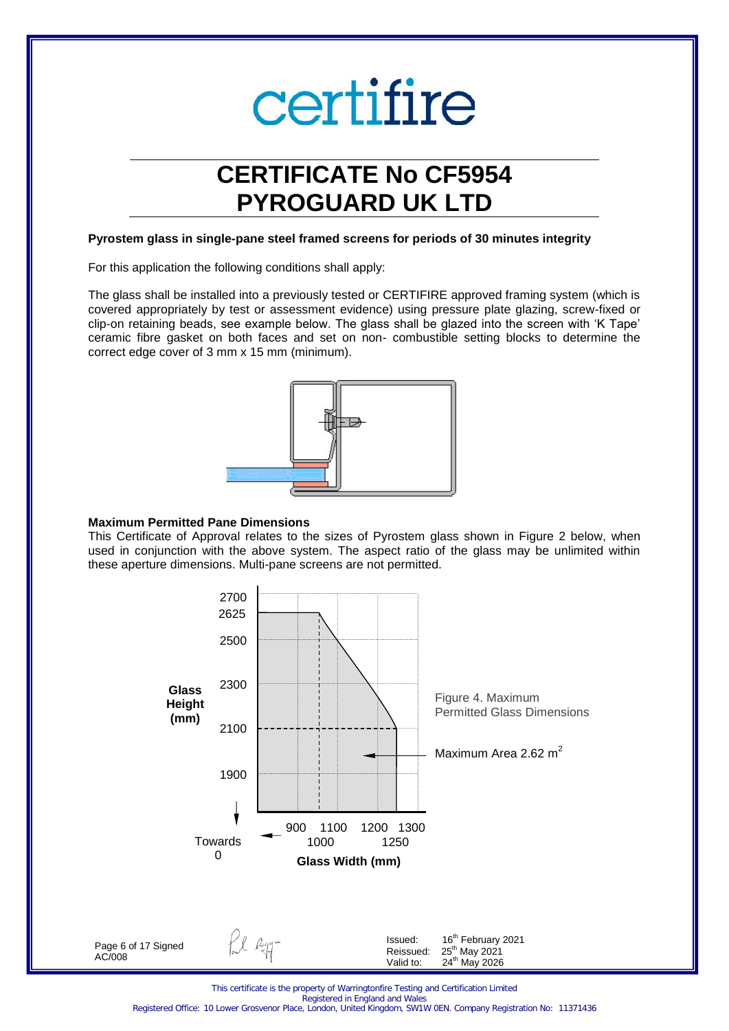# certifire

# CERTIFICATE No CF5954
# PYROGUARD UK LTD

**Pyrostem glass in single-pane steel framed screens for periods of 30 minutes integrity**

For this application the following conditions shall apply:

The glass shall be installed into a previously tested or CERTIFIRE approved framing system (which is covered appropriately by test or assessment evidence) using pressure plate glazing, screw-fixed or clip-on retaining beads, see example below. The glass shall be glazed into the screen with 'K Tape' ceramic fibre gasket on both faces and set on non- combustible setting blocks to determine the correct edge cover of 3 mm x 15 mm (minimum).

**Maximum Permitted Pane Dimensions**

This Certificate of Approval relates to the sizes of Pyrostem glass shown in Figure 2 below, when used in conjunction with the above system. The aspect ratio of the glass may be unlimited within these aperture dimensions. Multi-pane screens are not permitted.

Figure 4. Maximum Permitted Glass Dimensions

Maximum Area 2.62 $m^2$

Glass Height (mm): 2700, 2625, 2500, 2300, 2100, 1900, Towards 0

Glass Width (mm): 900, 1000, 1100, 1200, 1250, 1300

Signed AC/008

Issued: 16th February 2021
Reissued: 25th May 2021
Valid to: 24th May 2026

This certificate is the property of Warringtonfire Testing and Certification Limited
Registered in England and Wales
Registered Office: 10 Lower Grosvenor Place, London, United Kingdom, SW1W 0EN. Company Registration No: 11371436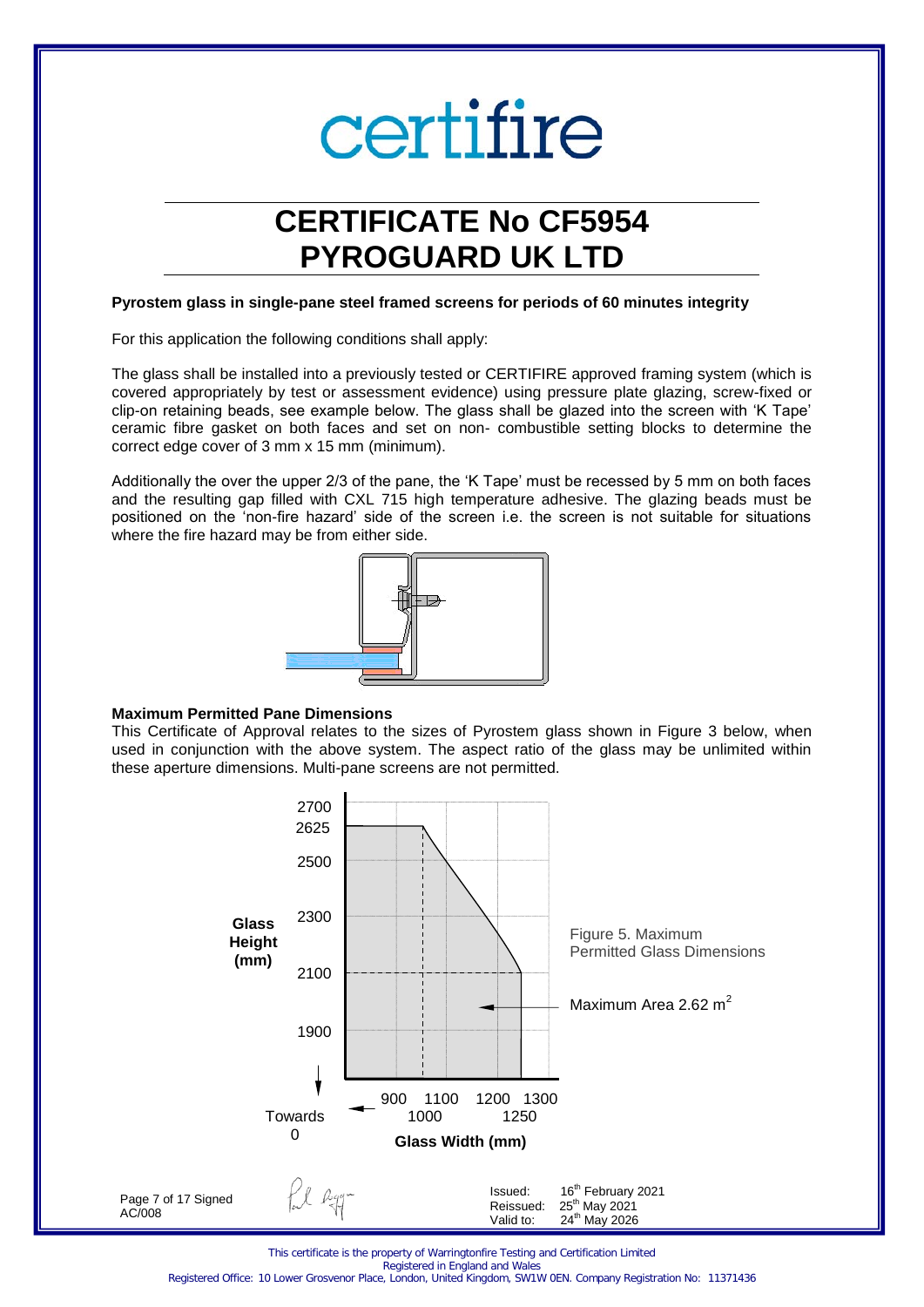certifire

# CERTIFICATE No CF5954
# PYROGUARD UK LTD

**Pyrostem glass in single-pane steel framed screens for periods of 60 minutes integrity**

For this application the following conditions shall apply:

The glass shall be installed into a previously tested or CERTIFIRE approved framing system (which is covered appropriately by test or assessment evidence) using pressure plate glazing, screw-fixed or clip-on retaining beads, see example below. The glass shall be glazed into the screen with 'K Tape' ceramic fibre gasket on both faces and set on non- combustible setting blocks to determine the correct edge cover of 3 mm x 15 mm (minimum).

Additionally the over the upper 2/3 of the pane, the 'K Tape' must be recessed by 5 mm on both faces and the resulting gap filled with CXL 715 high temperature adhesive. The glazing beads must be positioned on the 'non-fire hazard' side of the screen i.e. the screen is not suitable for situations where the fire hazard may be from either side.

**Maximum Permitted Pane Dimensions**

This Certificate of Approval relates to the sizes of Pyrostem glass shown in Figure 3 below, when used in conjunction with the above system. The aspect ratio of the glass may be unlimited within these aperture dimensions. Multi-pane screens are not permitted.

Glass Height (mm): 2700, 2625, 2500, 2300, 2100, 1900, Towards 0

Glass Width (mm): 900, 1000, 1100, 1200, 1250, 1300, Towards 0

Maximum Area 2.62 $m^2$

Figure 5. Maximum Permitted Glass Dimensions

Signed AC/008

Issued: 16th February 2021
Reissued: 25th May 2021
Valid to: 24th May 2026

This certificate is the property of Warringtonfire Testing and Certification Limited
Registered in England and Wales
Registered Office: 10 Lower Grosvenor Place, London, United Kingdom, SW1W 0EN. Company Registration No: 11371436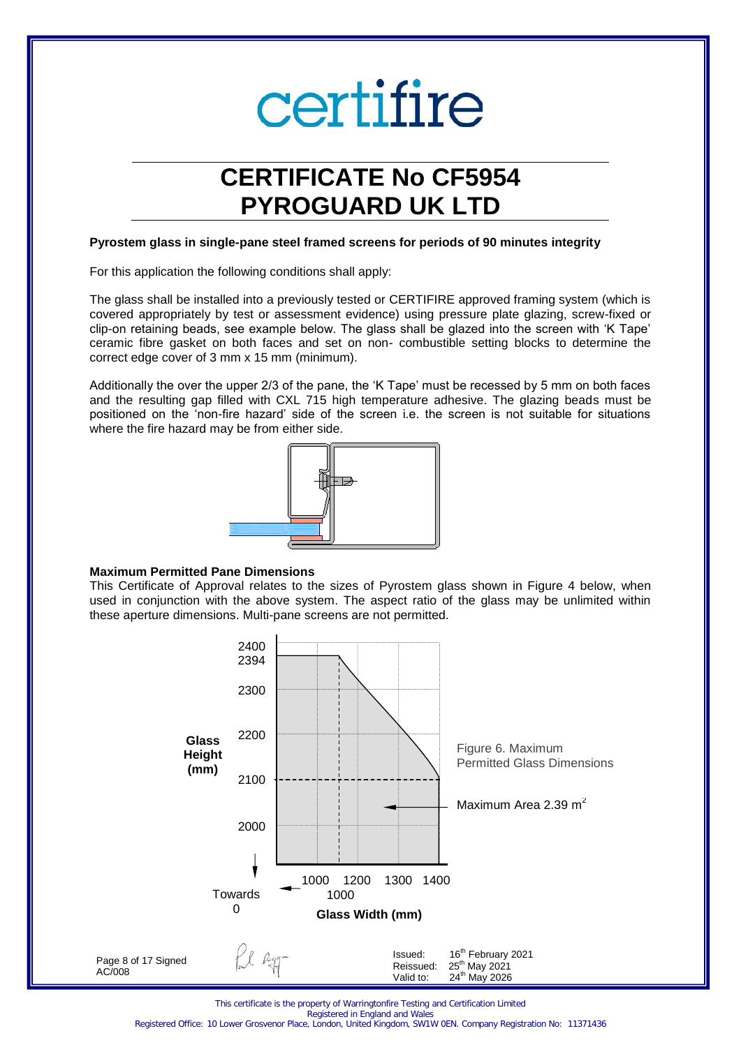certifire

# CERTIFICATE No CF5954
# PYROGUARD UK LTD

**Pyrostem glass in single-pane steel framed screens for periods of 90 minutes integrity**

For this application the following conditions shall apply:

The glass shall be installed into a previously tested or CERTIFIRE approved framing system (which is covered appropriately by test or assessment evidence) using pressure plate glazing, screw-fixed or clip-on retaining beads, see example below. The glass shall be glazed into the screen with 'K Tape' ceramic fibre gasket on both faces and set on non- combustible setting blocks to determine the correct edge cover of 3 mm x 15 mm (minimum).

Additionally the over the upper 2/3 of the pane, the 'K Tape' must be recessed by 5 mm on both faces and the resulting gap filled with CXL 715 high temperature adhesive. The glazing beads must be positioned on the 'non-fire hazard' side of the screen i.e. the screen is not suitable for situations where the fire hazard may be from either side.

**Maximum Permitted Pane Dimensions**

This Certificate of Approval relates to the sizes of Pyrostem glass shown in Figure 4 below, when used in conjunction with the above system. The aspect ratio of the glass may be unlimited within these aperture dimensions. Multi-pane screens are not permitted.

Figure 6. Maximum Permitted Glass Dimensions

Maximum Area 2.39 $m^2$

Issued: 16th February 2021
Reissued: 25th May 2021
Valid to: 24th May 2026

This certificate is the property of Warringtonfire Testing and Certification Limited
Registered in England and Wales
Registered Office: 10 Lower Grosvenor Place, London, United Kingdom, SW1W 0EN. Company Registration No: 11371436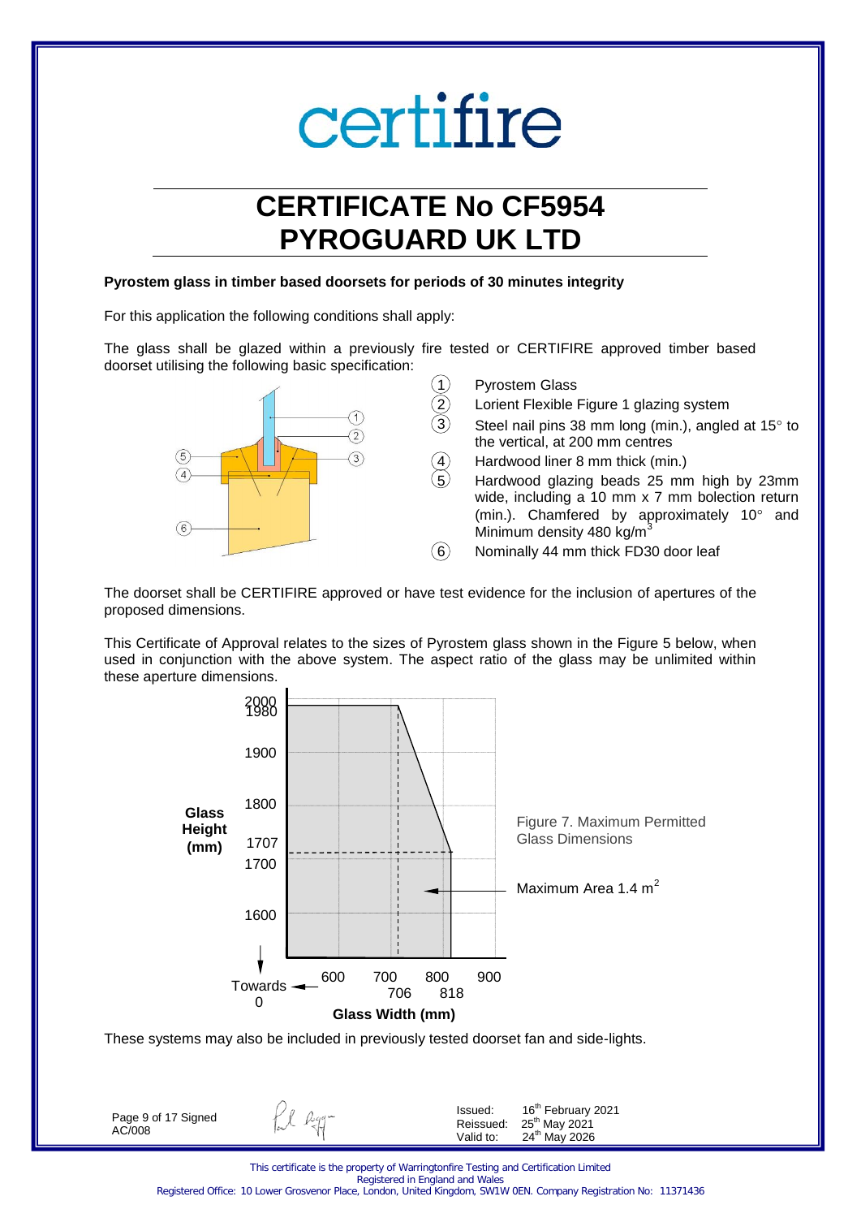# CERTIFICATE No CF5954
# PYROGUARD UK LTD

**Pyrostem glass in timber based doorsets for periods of 30 minutes integrity**

For this application the following conditions shall apply:

The glass shall be glazed within a previously fire tested or CERTIFIRE approved timber based doorset utilising the following basic specification:

1. Pyrostem Glass
2. Lorient Flexible Figure 1 glazing system
3. Steel nail pins 38 mm long (min.), angled at 15° to the vertical, at 200 mm centres
4. Hardwood liner 8 mm thick (min.)
5. Hardwood glazing beads 25 mm high by 23mm wide, including a 10 mm x 7 mm bolection return (min.). Chamfered by approximately 10° and Minimum density 480 kg/m$^3$
6. Nominally 44 mm thick FD30 door leaf

The doorset shall be CERTIFIRE approved or have test evidence for the inclusion of apertures of the proposed dimensions.

This Certificate of Approval relates to the sizes of Pyrostem glass shown in the Figure 5 below, when used in conjunction with the above system. The aspect ratio of the glass may be unlimited within these aperture dimensions.

Figure 7. Maximum Permitted Glass Dimensions

Maximum Area 1.4 m$^2$

These systems may also be included in previously tested doorset fan and side-lights.

Signed AC/008

Issued: 16th February 2021
Reissued: 25th May 2021
Valid to: 24th May 2026

This certificate is the property of Warringtonfire Testing and Certification Limited
Registered in England and Wales
Registered Office: 10 Lower Grosvenor Place, London, United Kingdom, SW1W 0EN. Company Registration No: 11371436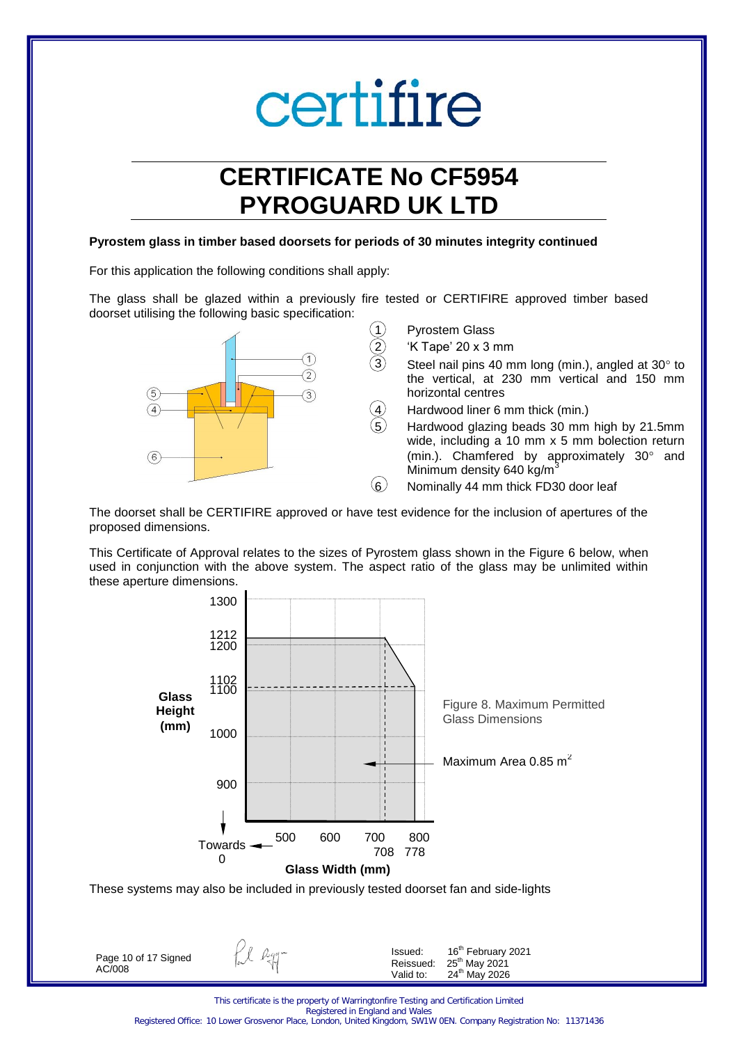# CERTIFICATE No CF5954
# PYROGUARD UK LTD

**Pyrostem glass in timber based doorsets for periods of 30 minutes integrity continued**

For this application the following conditions shall apply:

The glass shall be glazed within a previously fire tested or CERTIFIRE approved timber based doorset utilising the following basic specification:

1. Pyrostem Glass
2. 'K Tape' 20 x 3 mm
3. Steel nail pins 40 mm long (min.), angled at 30° to the vertical, at 230 mm vertical and 150 mm horizontal centres
4. Hardwood liner 6 mm thick (min.)
5. Hardwood glazing beads 30 mm high by 21.5mm wide, including a 10 mm x 5 mm bolection return (min.). Chamfered by approximately 30° and Minimum density 640 kg/m$^3$
6. Nominally 44 mm thick FD30 door leaf

The doorset shall be CERTIFIRE approved or have test evidence for the inclusion of apertures of the proposed dimensions.

This Certificate of Approval relates to the sizes of Pyrostem glass shown in the Figure 6 below, when used in conjunction with the above system. The aspect ratio of the glass may be unlimited within these aperture dimensions.

Figure 8. Maximum Permitted Glass Dimensions

Maximum Area 0.85 m$^2$

These systems may also be included in previously tested doorset fan and side-lights

Signed AC/008

Issued: 16th February 2021
Reissued: 25th May 2021
Valid to: 24th May 2026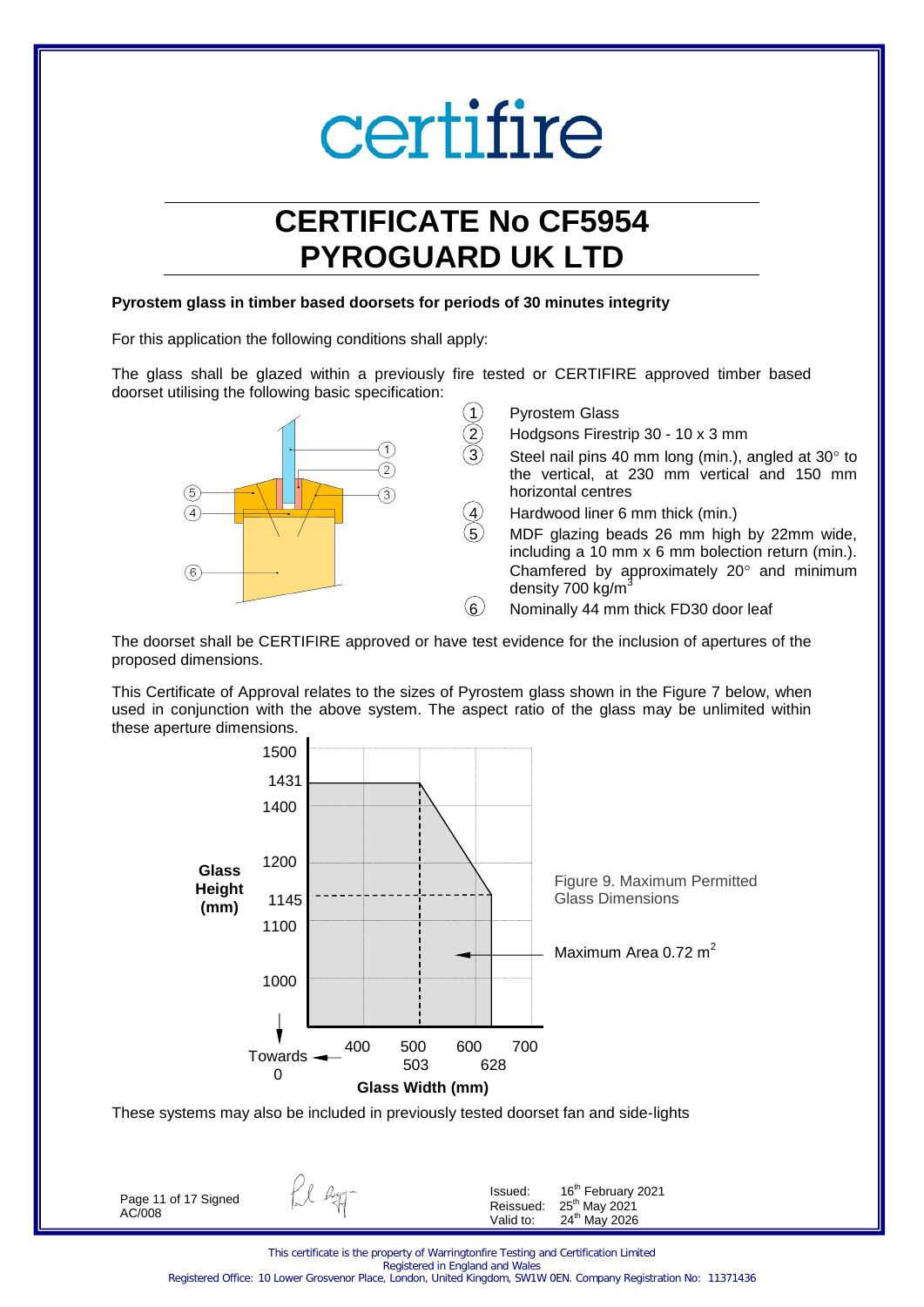certifire

# CERTIFICATE No CF5954
# PYROGUARD UK LTD

**Pyrostem glass in timber based doorsets for periods of 30 minutes integrity**

For this application the following conditions shall apply:

The glass shall be glazed within a previously fire tested or CERTIFIRE approved timber based doorset utilising the following basic specification:

1. Pyrostem Glass
2. Hodgsons Firestrip 30 - 10 x 3 mm
3. Steel nail pins 40 mm long (min.), angled at 30° to the vertical, at 230 mm vertical and 150 mm horizontal centres
4. Hardwood liner 6 mm thick (min.)
5. MDF glazing beads 26 mm high by 22mm wide, including a 10 mm x 6 mm bolection return (min.). Chamfered by approximately 20° and minimum density 700 kg/m$^3$
6. Nominally 44 mm thick FD30 door leaf

The doorset shall be CERTIFIRE approved or have test evidence for the inclusion of apertures of the proposed dimensions.

This Certificate of Approval relates to the sizes of Pyrostem glass shown in the Figure 7 below, when used in conjunction with the above system. The aspect ratio of the glass may be unlimited within these aperture dimensions.

Figure 9. Maximum Permitted Glass Dimensions

Maximum Area 0.72 m$^2$

Glass Height (mm): 1431 max (up to width 503 mm); 1145 at width 628 mm. Glass Width (mm): towards 0 to 628 max.

These systems may also be included in previously tested doorset fan and side-lights

Signed AC/008

Issued: 16th February 2021
Reissued: 25th May 2021
Valid to: 24th May 2026

This certificate is the property of Warringtonfire Testing and Certification Limited
Registered in England and Wales
Registered Office: 10 Lower Grosvenor Place, London, United Kingdom, SW1W 0EN. Company Registration No: 11371436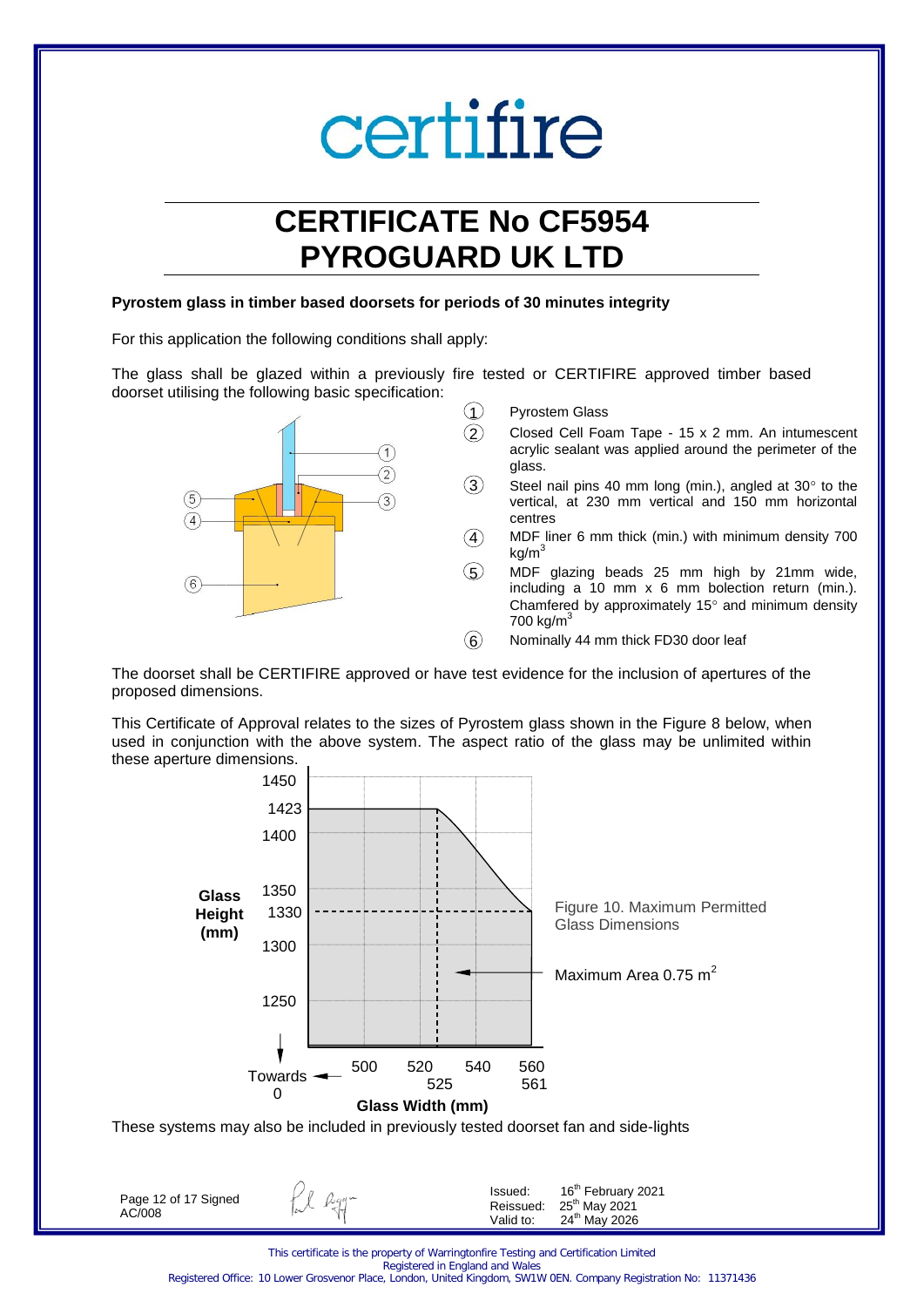certifire

# CERTIFICATE No CF5954
# PYROGUARD UK LTD

**Pyrostem glass in timber based doorsets for periods of 30 minutes integrity**

For this application the following conditions shall apply:

The glass shall be glazed within a previously fire tested or CERTIFIRE approved timber based doorset utilising the following basic specification:

1. Pyrostem Glass
2. Closed Cell Foam Tape - 15 x 2 mm. An intumescent acrylic sealant was applied around the perimeter of the glass.
3. Steel nail pins 40 mm long (min.), angled at 30° to the vertical, at 230 mm vertical and 150 mm horizontal centres
4. MDF liner 6 mm thick (min.) with minimum density 700 kg/m$^3$
5. MDF glazing beads 25 mm high by 21mm wide, including a 10 mm x 6 mm bolection return (min.). Chamfered by approximately 15° and minimum density 700 kg/m$^3$
6. Nominally 44 mm thick FD30 door leaf

The doorset shall be CERTIFIRE approved or have test evidence for the inclusion of apertures of the proposed dimensions.

This Certificate of Approval relates to the sizes of Pyrostem glass shown in the Figure 8 below, when used in conjunction with the above system. The aspect ratio of the glass may be unlimited within these aperture dimensions.

Figure 10. Maximum Permitted Glass Dimensions

Maximum Area 0.75 m$^2$

Glass Height (mm): 1423, 1330 — Glass Width (mm): 525, 561 (Towards 0)

These systems may also be included in previously tested doorset fan and side-lights

Page 12 of 17 Signed AC/008

Issued: 16th February 2021
Reissued: 25th May 2021
Valid to: 24th May 2026

This certificate is the property of Warringtonfire Testing and Certification Limited
Registered in England and Wales
Registered Office: 10 Lower Grosvenor Place, London, United Kingdom, SW1W 0EN. Company Registration No: 11371436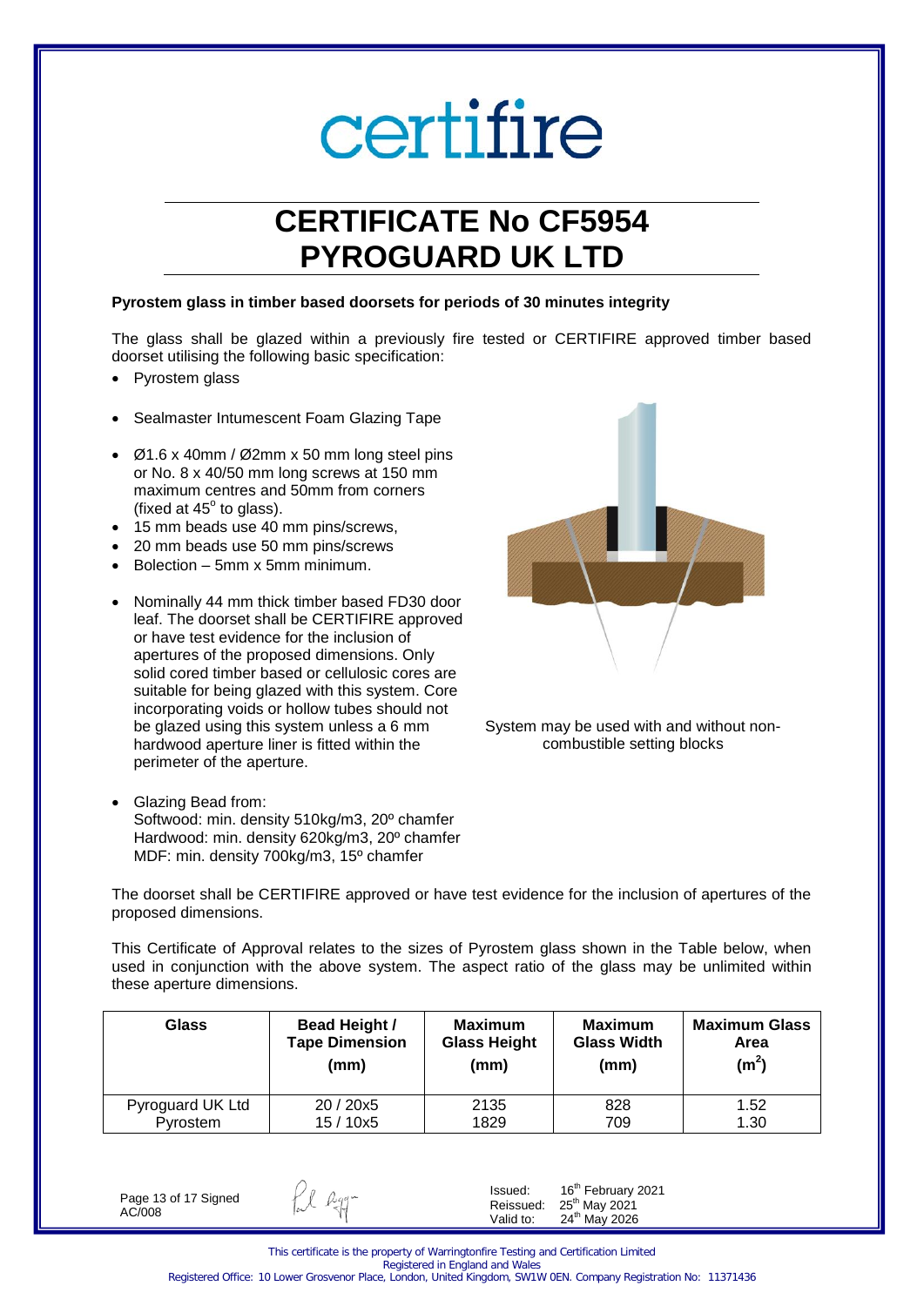# certifire

# CERTIFICATE No CF5954
# PYROGUARD UK LTD

**Pyrostem glass in timber based doorsets for periods of 30 minutes integrity**

The glass shall be glazed within a previously fire tested or CERTIFIRE approved timber based doorset utilising the following basic specification:

- Pyrostem glass
- Sealmaster Intumescent Foam Glazing Tape
- Ø1.6 x 40mm / Ø2mm x 50 mm long steel pins or No. 8 x 40/50 mm long screws at 150 mm maximum centres and 50mm from corners (fixed at 45° to glass).
- 15 mm beads use 40 mm pins/screws,
- 20 mm beads use 50 mm pins/screws
- Bolection – 5mm x 5mm minimum.
- Nominally 44 mm thick timber based FD30 door leaf. The doorset shall be CERTIFIRE approved or have test evidence for the inclusion of apertures of the proposed dimensions. Only solid cored timber based or cellulosic cores are suitable for being glazed with this system. Core incorporating voids or hollow tubes should not be glazed using this system unless a 6 mm hardwood aperture liner is fitted within the perimeter of the aperture.
- Glazing Bead from:
  Softwood: min. density 510kg/m3, 20º chamfer
  Hardwood: min. density 620kg/m3, 20º chamfer
  MDF: min. density 700kg/m3, 15º chamfer

System may be used with and without non-combustible setting blocks

The doorset shall be CERTIFIRE approved or have test evidence for the inclusion of apertures of the proposed dimensions.

This Certificate of Approval relates to the sizes of Pyrostem glass shown in the Table below, when used in conjunction with the above system. The aspect ratio of the glass may be unlimited within these aperture dimensions.

| Glass | Bead Height / Tape Dimension (mm) | Maximum Glass Height (mm) | Maximum Glass Width (mm) | Maximum Glass Area ($m^2$) |
|---|---|---|---|---|
| Pyroguard UK Ltd Pyrostem | 20 / 20x5<br>15 / 10x5 | 2135<br>1829 | 828<br>709 | 1.52<br>1.30 |

Signed AC/008

Issued: 16th February 2021
Reissued: 25th May 2021
Valid to: 24th May 2026

This certificate is the property of Warringtonfire Testing and Certification Limited
Registered in England and Wales
Registered Office: 10 Lower Grosvenor Place, London, United Kingdom, SW1W 0EN. Company Registration No: 11371436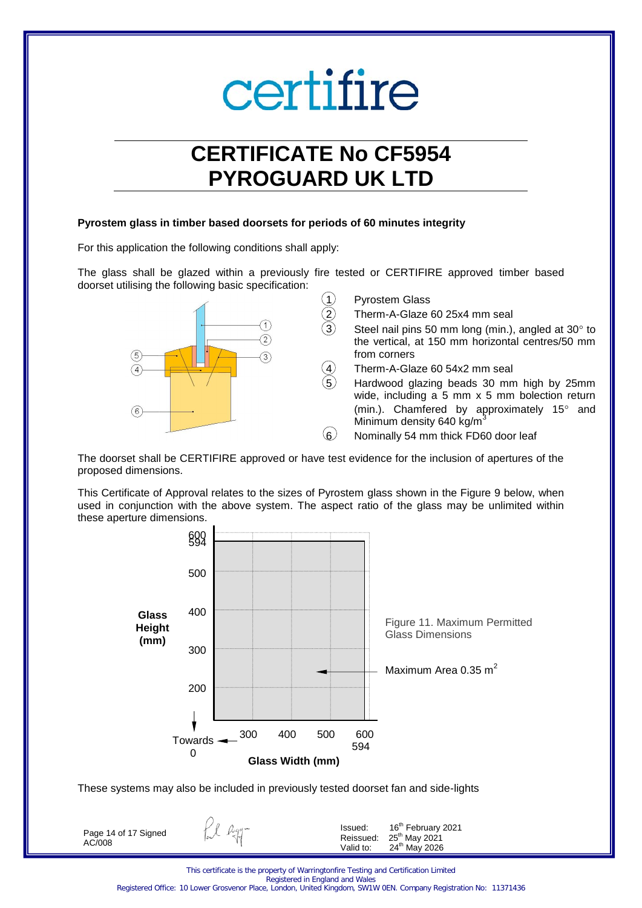certifire

# CERTIFICATE No CF5954
# PYROGUARD UK LTD

**Pyrostem glass in timber based doorsets for periods of 60 minutes integrity**

For this application the following conditions shall apply:

The glass shall be glazed within a previously fire tested or CERTIFIRE approved timber based doorset utilising the following basic specification:

1. Pyrostem Glass
2. Therm-A-Glaze 60 25x4 mm seal
3. Steel nail pins 50 mm long (min.), angled at 30° to the vertical, at 150 mm horizontal centres/50 mm from corners
4. Therm-A-Glaze 60 54x2 mm seal
5. Hardwood glazing beads 30 mm high by 25mm wide, including a 5 mm x 5 mm bolection return (min.). Chamfered by approximately 15° and Minimum density 640 kg/m$^3$
6. Nominally 54 mm thick FD60 door leaf

The doorset shall be CERTIFIRE approved or have test evidence for the inclusion of apertures of the proposed dimensions.

This Certificate of Approval relates to the sizes of Pyrostem glass shown in the Figure 9 below, when used in conjunction with the above system. The aspect ratio of the glass may be unlimited within these aperture dimensions.

Figure 11. Maximum Permitted Glass Dimensions

Maximum Area 0.35 m$^2$

Glass Height (mm): 594 max; Glass Width (mm): 594 max (towards 0)

These systems may also be included in previously tested doorset fan and side-lights

Page 14 of 17 Signed
AC/008

Issued: 16th February 2021
Reissued: 25th May 2021
Valid to: 24th May 2026

This certificate is the property of Warringtonfire Testing and Certification Limited
Registered in England and Wales
Registered Office: 10 Lower Grosvenor Place, London, United Kingdom, SW1W 0EN. Company Registration No: 11371436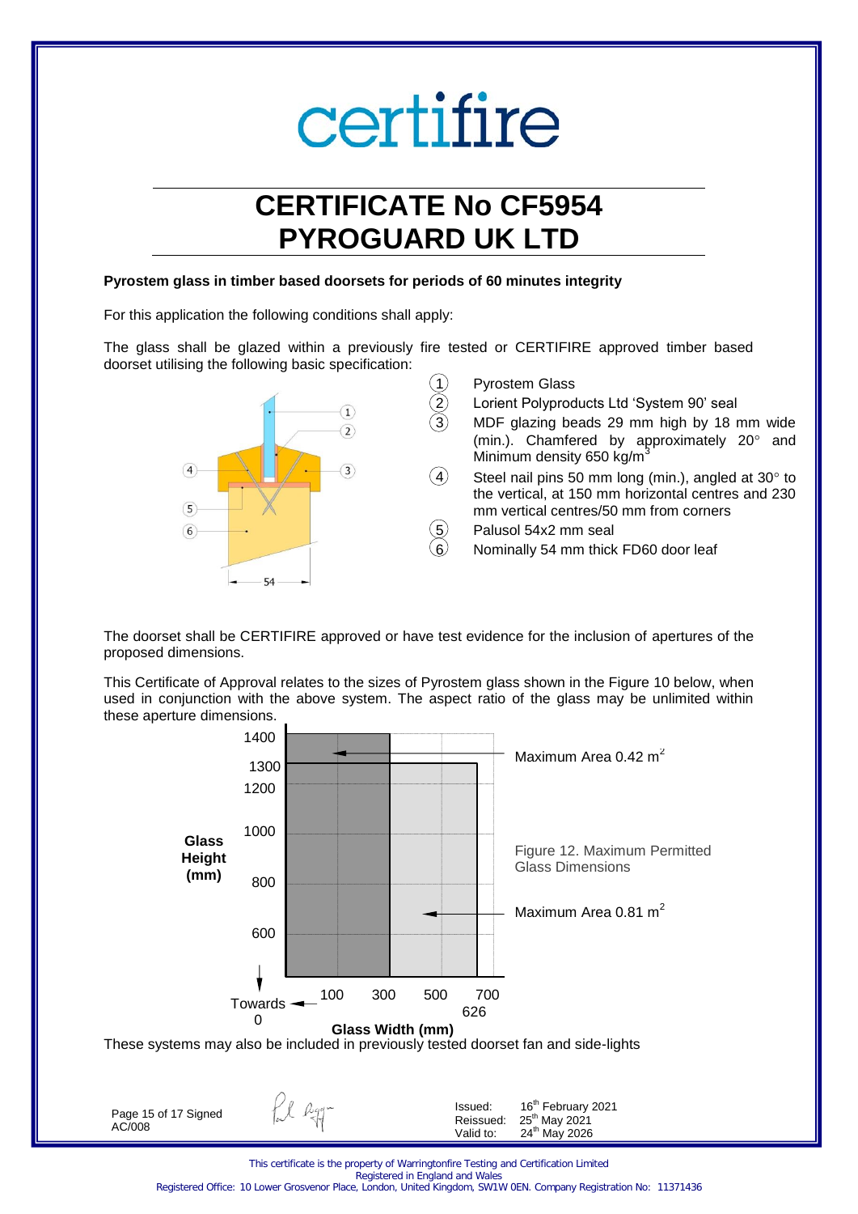certifire

# CERTIFICATE No CF5954
# PYROGUARD UK LTD

**Pyrostem glass in timber based doorsets for periods of 60 minutes integrity**

For this application the following conditions shall apply:

The glass shall be glazed within a previously fire tested or CERTIFIRE approved timber based doorset utilising the following basic specification:

1. Pyrostem Glass
2. Lorient Polyproducts Ltd 'System 90' seal
3. MDF glazing beads 29 mm high by 18 mm wide (min.). Chamfered by approximately 20° and Minimum density 650 kg/m$^3$
4. Steel nail pins 50 mm long (min.), angled at 30° to the vertical, at 150 mm horizontal centres and 230 mm vertical centres/50 mm from corners
5. Palusol 54x2 mm seal
6. Nominally 54 mm thick FD60 door leaf

The doorset shall be CERTIFIRE approved or have test evidence for the inclusion of apertures of the proposed dimensions.

This Certificate of Approval relates to the sizes of Pyrostem glass shown in the Figure 10 below, when used in conjunction with the above system. The aspect ratio of the glass may be unlimited within these aperture dimensions.

Figure 12. Maximum Permitted Glass Dimensions

Maximum Area 0.42 m$^2$ (up to 300 mm wide × 1400 mm high)

Maximum Area 0.81 m$^2$ (up to 626 mm wide × 1300 mm high)

These systems may also be included in previously tested doorset fan and side-lights

Signed AC/008

Issued: 16th February 2021
Reissued: 25th May 2021
Valid to: 24th May 2026

This certificate is the property of Warringtonfire Testing and Certification Limited
Registered in England and Wales
Registered Office: 10 Lower Grosvenor Place, London, United Kingdom, SW1W 0EN. Company Registration No: 11371436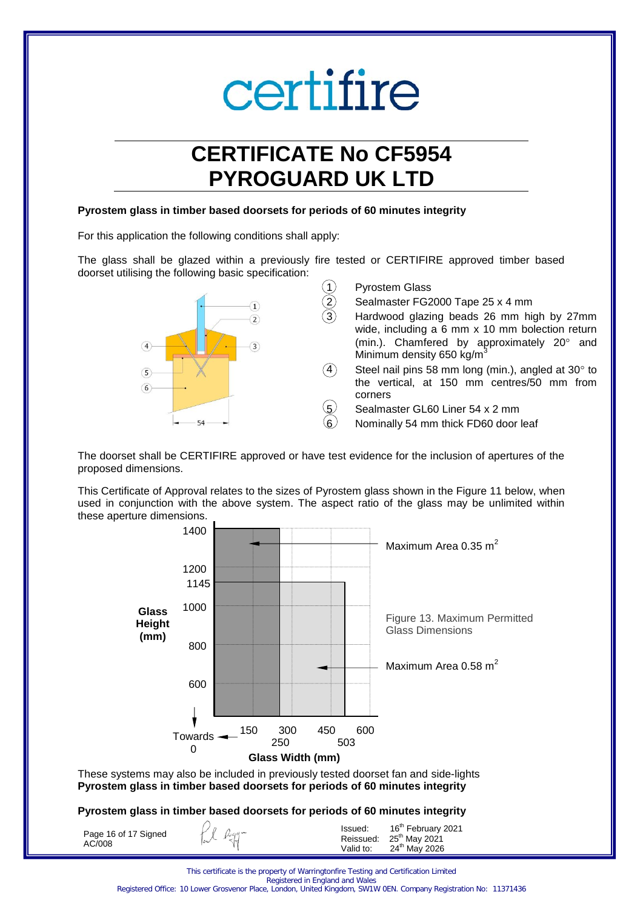certifire

# CERTIFICATE No CF5954
# PYROGUARD UK LTD

**Pyrostem glass in timber based doorsets for periods of 60 minutes integrity**

For this application the following conditions shall apply:

The glass shall be glazed within a previously fire tested or CERTIFIRE approved timber based doorset utilising the following basic specification:

1. Pyrostem Glass
2. Sealmaster FG2000 Tape 25 x 4 mm
3. Hardwood glazing beads 26 mm high by 27mm wide, including a 6 mm x 10 mm bolection return (min.). Chamfered by approximately 20° and Minimum density 650 kg/m$^3$
4. Steel nail pins 58 mm long (min.), angled at 30° to the vertical, at 150 mm centres/50 mm from corners
5. Sealmaster GL60 Liner 54 x 2 mm
6. Nominally 54 mm thick FD60 door leaf

The doorset shall be CERTIFIRE approved or have test evidence for the inclusion of apertures of the proposed dimensions.

This Certificate of Approval relates to the sizes of Pyrostem glass shown in the Figure 11 below, when used in conjunction with the above system. The aspect ratio of the glass may be unlimited within these aperture dimensions.

Figure 13. Maximum Permitted Glass Dimensions

- Maximum Area 0.35 m$^2$ (glass width up to 250 mm, glass height up to 1400 mm)
- Maximum Area 0.58 m$^2$ (glass width up to 503 mm, glass height up to 1145 mm)

Glass Height (mm); Glass Width (mm), towards 0

These systems may also be included in previously tested doorset fan and side-lights

**Pyrostem glass in timber based doorsets for periods of 60 minutes integrity**

**Pyrostem glass in timber based doorsets for periods of 60 minutes integrity**

Signed AC/008

Issued: 16th February 2021
Reissued: 25th May 2021
Valid to: 24th May 2026

This certificate is the property of Warringtonfire Testing and Certification Limited
Registered in England and Wales
Registered Office: 10 Lower Grosvenor Place, London, United Kingdom, SW1W 0EN. Company Registration No: 11371436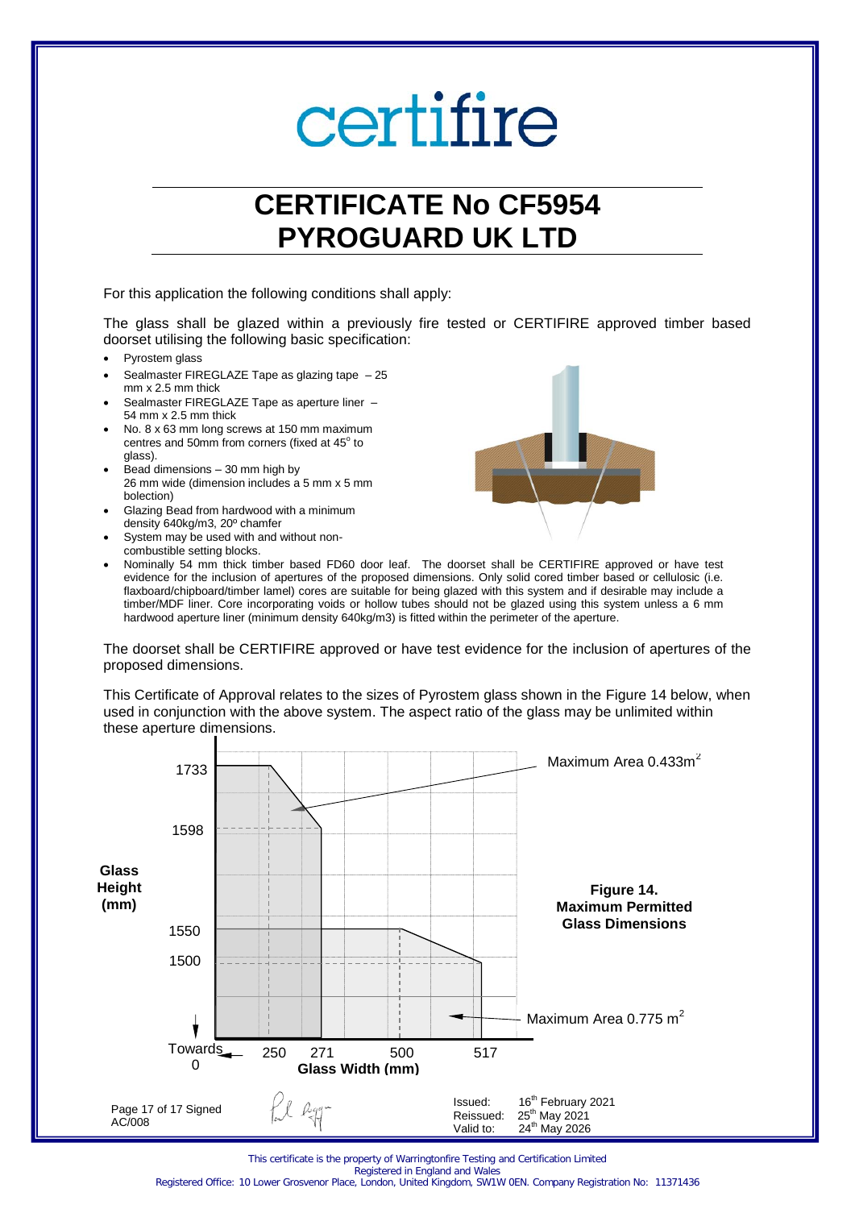# certifire

# CERTIFICATE No CF5954
# PYROGUARD UK LTD

For this application the following conditions shall apply:

The glass shall be glazed within a previously fire tested or CERTIFIRE approved timber based doorset utilising the following basic specification:

- Pyrostem glass
- Sealmaster FIREGLAZE Tape as glazing tape – 25 mm x 2.5 mm thick
- Sealmaster FIREGLAZE Tape as aperture liner – 54 mm x 2.5 mm thick
- No. 8 x 63 mm long screws at 150 mm maximum centres and 50mm from corners (fixed at 45° to glass).
- Bead dimensions – 30 mm high by 26 mm wide (dimension includes a 5 mm x 5 mm bolection)
- Glazing Bead from hardwood with a minimum density 640kg/m3, 20º chamfer
- System may be used with and without non-combustible setting blocks.
- Nominally 54 mm thick timber based FD60 door leaf. The doorset shall be CERTIFIRE approved or have test evidence for the inclusion of apertures of the proposed dimensions. Only solid cored timber based or cellulosic (i.e. flaxboard/chipboard/timber lamel) cores are suitable for being glazed with this system and if desirable may include a timber/MDF liner. Core incorporating voids or hollow tubes should not be glazed using this system unless a 6 mm hardwood aperture liner (minimum density 640kg/m3) is fitted within the perimeter of the aperture.

The doorset shall be CERTIFIRE approved or have test evidence for the inclusion of apertures of the proposed dimensions.

This Certificate of Approval relates to the sizes of Pyrostem glass shown in the Figure 14 below, when used in conjunction with the above system. The aspect ratio of the glass may be unlimited within these aperture dimensions.

Maximum Area 0.433m²

1733
1598
1550
1500

Glass Height (mm)

Towards 0

250 271 500 517

Glass Width (mm)

Maximum Area 0.775 m²

**Figure 14. Maximum Permitted Glass Dimensions**

Signed
AC/008

Issued: 16th February 2021
Reissued: 25th May 2021
Valid to: 24th May 2026

This certificate is the property of Warringtonfire Testing and Certification Limited
Registered in England and Wales
Registered Office: 10 Lower Grosvenor Place, London, United Kingdom, SW1W 0EN. Company Registration No: 11371436